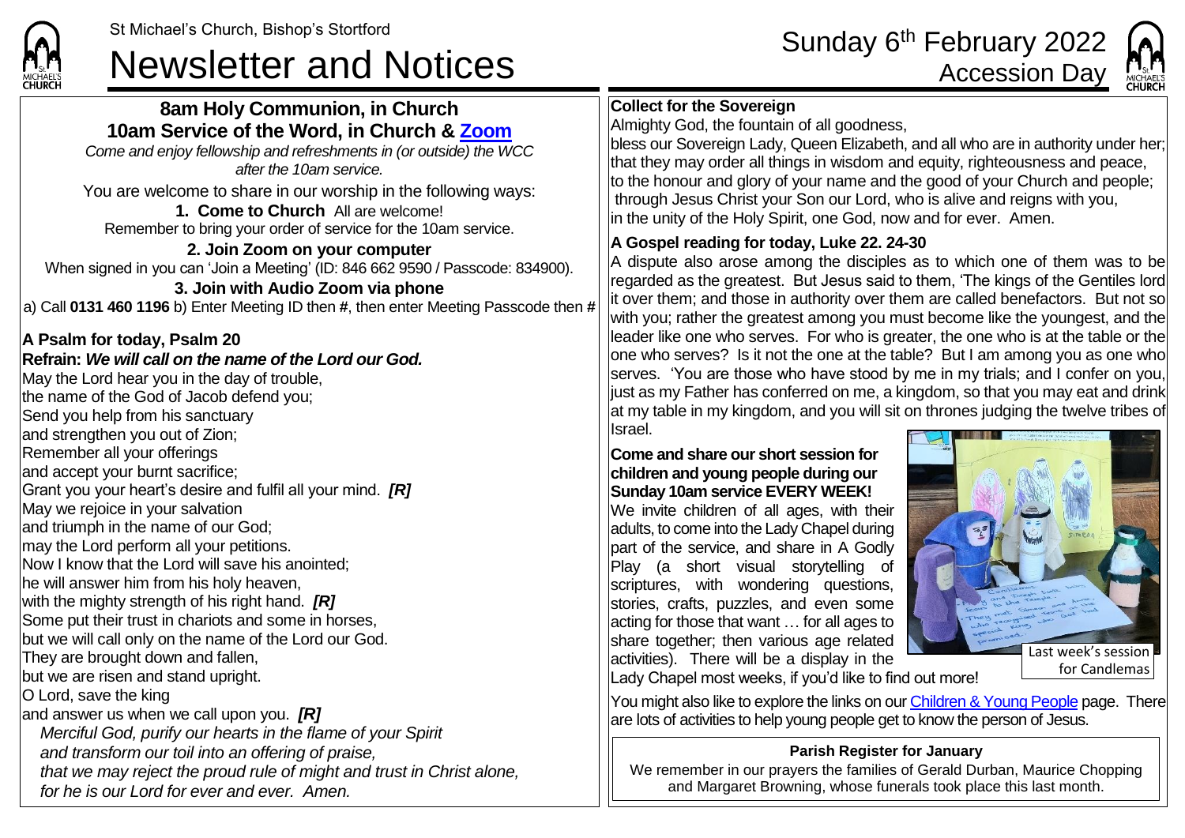St Michael's Church, Bishop's Stortford

# Newsletter and Notices

Sunday 6th February 2022
Accession Day

## 8am Holy Communion, in Church
## 10am Service of the Word, in Church & Zoom

*Come and enjoy fellowship and refreshments in (or outside) the WCC after the 10am service.*

You are welcome to share in our worship in the following ways:

**1. Come to Church** All are welcome!
Remember to bring your order of service for the 10am service.

**2. Join Zoom on your computer**
When signed in you can 'Join a Meeting' (ID: 846 662 9590 / Passcode: 834900).

**3. Join with Audio Zoom via phone**
a) Call **0131 460 1196** b) Enter Meeting ID then **#**, then enter Meeting Passcode then **#**

### A Psalm for today, Psalm 20

**Refrain:** ***We will call on the name of the Lord our God.***

May the Lord hear you in the day of trouble,
the name of the God of Jacob defend you;
Send you help from his sanctuary
and strengthen you out of Zion;
Remember all your offerings
and accept your burnt sacrifice;
Grant you your heart's desire and fulfil all your mind. ***[R]***
May we rejoice in your salvation
and triumph in the name of our God;
may the Lord perform all your petitions.
Now I know that the Lord will save his anointed;
he will answer him from his holy heaven,
with the mighty strength of his right hand. ***[R]***
Some put their trust in chariots and some in horses,
but we will call only on the name of the Lord our God.
They are brought down and fallen,
but we are risen and stand upright.
O Lord, save the king
and answer us when we call upon you. ***[R]***

*Merciful God, purify our hearts in the flame of your Spirit
and transform our toil into an offering of praise,
that we may reject the proud rule of might and trust in Christ alone,
for he is our Lord for ever and ever. Amen.*

### Collect for the Sovereign

Almighty God, the fountain of all goodness,
bless our Sovereign Lady, Queen Elizabeth, and all who are in authority under her;
that they may order all things in wisdom and equity, righteousness and peace,
to the honour and glory of your name and the good of your Church and people;
through Jesus Christ your Son our Lord, who is alive and reigns with you,
in the unity of the Holy Spirit, one God, now and for ever. Amen.

### A Gospel reading for today, Luke 22. 24-30

A dispute also arose among the disciples as to which one of them was to be regarded as the greatest. But Jesus said to them, 'The kings of the Gentiles lord it over them; and those in authority over them are called benefactors. But not so with you; rather the greatest among you must become like the youngest, and the leader like one who serves. For who is greater, the one who is at the table or the one who serves? Is it not the one at the table? But I am among you as one who serves. 'You are those who have stood by me in my trials; and I confer on you, just as my Father has conferred on me, a kingdom, so that you may eat and drink at my table in my kingdom, and you will sit on thrones judging the twelve tribes of Israel.

### Come and share our short session for children and young people during our Sunday 10am service EVERY WEEK!

We invite children of all ages, with their adults, to come into the Lady Chapel during part of the service, and share in A Godly Play (a short visual storytelling of scriptures, with wondering questions, stories, crafts, puzzles, and even some acting for those that want … for all ages to share together; then various age related activities). There will be a display in the Lady Chapel most weeks, if you'd like to find out more!

Last week's session for Candlemas

You might also like to explore the links on our Children & Young People page. There are lots of activities to help young people get to know the person of Jesus.

**Parish Register for January**

We remember in our prayers the families of Gerald Durban, Maurice Chopping and Margaret Browning, whose funerals took place this last month.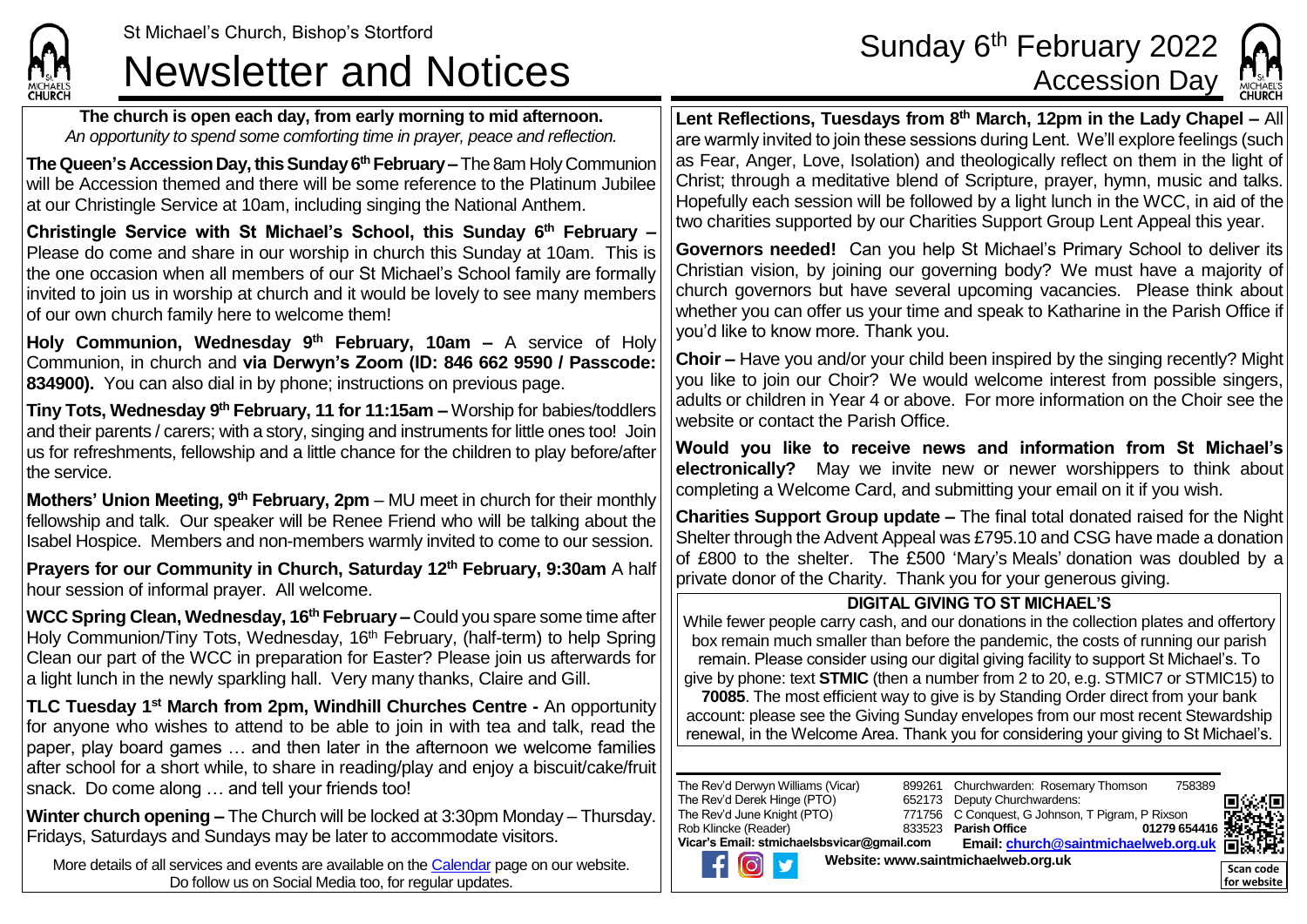St Michael's Church, Bishop's Stortford

# Newsletter and Notices

## Sunday 6th February 2022
## Accession Day

**The church is open each day, from early morning to mid afternoon.**
*An opportunity to spend some comforting time in prayer, peace and reflection.*

**The Queen's Accession Day, this Sunday 6th February –** The 8am Holy Communion will be Accession themed and there will be some reference to the Platinum Jubilee at our Christingle Service at 10am, including singing the National Anthem.

**Christingle Service with St Michael's School, this Sunday 6th February –** Please do come and share in our worship in church this Sunday at 10am. This is the one occasion when all members of our St Michael's School family are formally invited to join us in worship at church and it would be lovely to see many members of our own church family here to welcome them!

**Holy Communion, Wednesday 9th February, 10am –** A service of Holy Communion, in church and **via Derwyn's Zoom (ID: 846 662 9590 / Passcode: 834900).** You can also dial in by phone; instructions on previous page.

**Tiny Tots, Wednesday 9th February, 11 for 11:15am –** Worship for babies/toddlers and their parents / carers; with a story, singing and instruments for little ones too! Join us for refreshments, fellowship and a little chance for the children to play before/after the service.

**Mothers' Union Meeting, 9th February, 2pm** – MU meet in church for their monthly fellowship and talk. Our speaker will be Renee Friend who will be talking about the Isabel Hospice. Members and non-members warmly invited to come to our session.

**Prayers for our Community in Church, Saturday 12th February, 9:30am** A half hour session of informal prayer. All welcome.

**WCC Spring Clean, Wednesday, 16th February –** Could you spare some time after Holy Communion/Tiny Tots, Wednesday, 16th February, (half-term) to help Spring Clean our part of the WCC in preparation for Easter? Please join us afterwards for a light lunch in the newly sparkling hall. Very many thanks, Claire and Gill.

**TLC Tuesday 1st March from 2pm, Windhill Churches Centre -** An opportunity for anyone who wishes to attend to be able to join in with tea and talk, read the paper, play board games … and then later in the afternoon we welcome families after school for a short while, to share in reading/play and enjoy a biscuit/cake/fruit snack. Do come along … and tell your friends too!

**Winter church opening –** The Church will be locked at 3:30pm Monday – Thursday. Fridays, Saturdays and Sundays may be later to accommodate visitors.

More details of all services and events are available on the Calendar page on our website. Do follow us on Social Media too, for regular updates.

**Lent Reflections, Tuesdays from 8th March, 12pm in the Lady Chapel –** All are warmly invited to join these sessions during Lent. We'll explore feelings (such as Fear, Anger, Love, Isolation) and theologically reflect on them in the light of Christ; through a meditative blend of Scripture, prayer, hymn, music and talks. Hopefully each session will be followed by a light lunch in the WCC, in aid of the two charities supported by our Charities Support Group Lent Appeal this year.

**Governors needed!** Can you help St Michael's Primary School to deliver its Christian vision, by joining our governing body? We must have a majority of church governors but have several upcoming vacancies. Please think about whether you can offer us your time and speak to Katharine in the Parish Office if you'd like to know more. Thank you.

**Choir –** Have you and/or your child been inspired by the singing recently? Might you like to join our Choir? We would welcome interest from possible singers, adults or children in Year 4 or above. For more information on the Choir see the website or contact the Parish Office.

**Would you like to receive news and information from St Michael's electronically?** May we invite new or newer worshippers to think about completing a Welcome Card, and submitting your email on it if you wish.

**Charities Support Group update –** The final total donated raised for the Night Shelter through the Advent Appeal was £795.10 and CSG have made a donation of £800 to the shelter. The £500 'Mary's Meals' donation was doubled by a private donor of the Charity. Thank you for your generous giving.

**DIGITAL GIVING TO ST MICHAEL'S**

While fewer people carry cash, and our donations in the collection plates and offertory box remain much smaller than before the pandemic, the costs of running our parish remain. Please consider using our digital giving facility to support St Michael's. To give by phone: text **STMIC** (then a number from 2 to 20, e.g. STMIC7 or STMIC15) to **70085**. The most efficient way to give is by Standing Order direct from your bank account: please see the Giving Sunday envelopes from our most recent Stewardship renewal, in the Welcome Area. Thank you for considering your giving to St Michael's.

| | | | |
|---|---|---|---|
| The Rev'd Derwyn Williams (Vicar) | 899261 | Churchwarden: Rosemary Thomson | 758389 |
| The Rev'd Derek Hinge (PTO) | 652173 | Deputy Churchwardens: | |
| The Rev'd June Knight (PTO) | 771756 | C Conquest, G Johnson, T Pigram, P Rixson | |
| Rob Klincke (Reader) | 833523 | **Parish Office** | **01279 654416** |

**Vicar's Email: stmichaelsbsvicar@gmail.com** **Email: church@saintmichaelweb.org.uk**

**Website: www.saintmichaelweb.org.uk**

Scan code for website